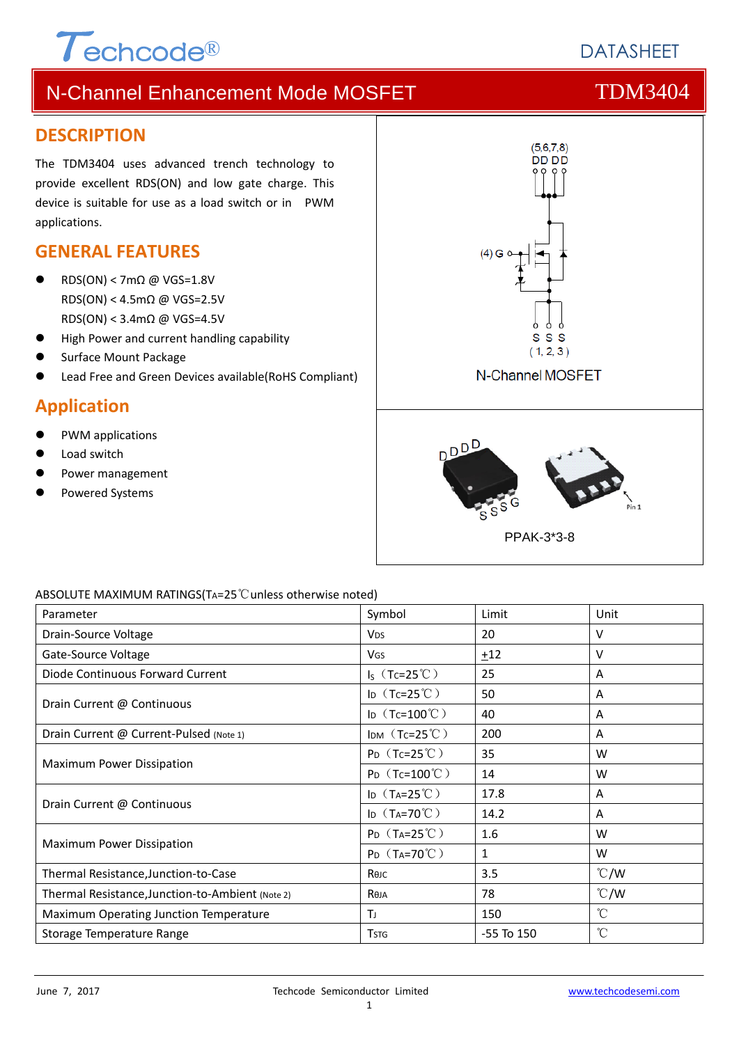# N-Channel Enhancement Mode MOSFET TDM3404

## DESCRIPTION

The TDM3404 uses advanced trench technology to provide excellent RDS(ON) and low gate charge. This device is suitable for use as a load switch or in PWM applications.

## GENERAL FEATURES

- RDS(ON) < 7mΩ @ VGS=1.8V
  RDS(ON) < 4.5mΩ @ VGS=2.5V
  RDS(ON) < 3.4mΩ @ VGS=4.5V
- High Power and current handling capability
- Surface Mount Package
- Lead Free and Green Devices available(RoHS Compliant)

## Application

- PWM applications
- Load switch
- Power management
- Powered Systems

(5,6,7,8) D D D D

(4) G

S S S (1, 2, 3)

N-Channel MOSFET

D D D D

S S S G

Pin 1

PPAK-3*3-8

ABSOLUTE MAXIMUM RATINGS($T_A$=25℃unless otherwise noted)

| Parameter | Symbol | Limit | Unit |
|---|---|---|---|
| Drain-Source Voltage | $V_{DS}$ | 20 | V |
| Gate-Source Voltage | $V_{GS}$ | ±12 | V |
| Diode Continuous Forward Current | $I_S$ ($T_C$=25℃) | 25 | A |
| Drain Current @ Continuous | $I_D$ ($T_C$=25℃) | 50 | A |
| | $I_D$ ($T_C$=100℃) | 40 | A |
| Drain Current @ Current-Pulsed (Note 1) | $I_{DM}$ ($T_C$=25℃) | 200 | A |
| Maximum Power Dissipation | $P_D$ ($T_C$=25℃) | 35 | W |
| | $P_D$ ($T_C$=100℃) | 14 | W |
| Drain Current @ Continuous | $I_D$ ($T_A$=25℃) | 17.8 | A |
| | $I_D$ ($T_A$=70℃) | 14.2 | A |
| Maximum Power Dissipation | $P_D$ ($T_A$=25℃) | 1.6 | W |
| | $P_D$ ($T_A$=70℃) | 1 | W |
| Thermal Resistance,Junction-to-Case | $R_{\theta JC}$ | 3.5 | ℃/W |
| Thermal Resistance,Junction-to-Ambient (Note 2) | $R_{\theta JA}$ | 78 | ℃/W |
| Maximum Operating Junction Temperature | $T_J$ | 150 | ℃ |
| Storage Temperature Range | $T_{STG}$ | -55 To 150 | ℃ |

June 7, 2017 Techcode Semiconductor Limited www.techcodesemi.com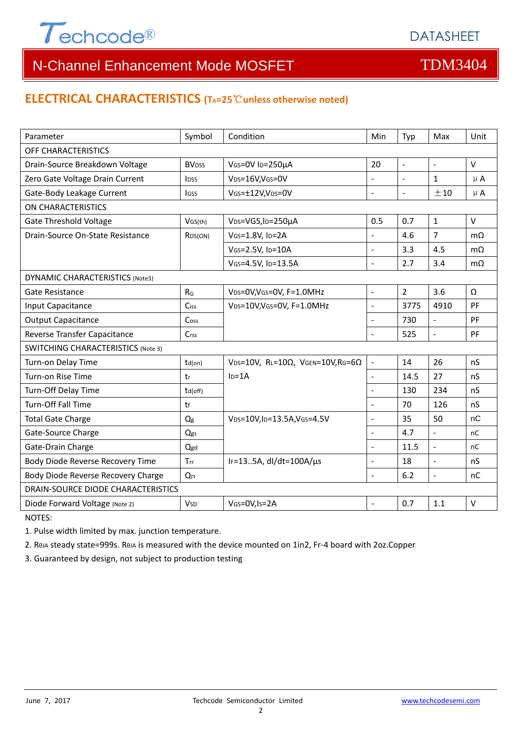## ELECTRICAL CHARACTERISTICS ($T_A$=25℃unless otherwise noted)

| Parameter | Symbol | Condition | Min | Typ | Max | Unit |
|---|---|---|---|---|---|---|
| OFF CHARACTERISTICS | | | | | | |
| Drain-Source Breakdown Voltage | $BV_{DSS}$ | $V_{GS}$=0V $I_D$=250µA | 20 | - | - | V |
| Zero Gate Voltage Drain Current | $I_{DSS}$ | $V_{DS}$=16V,$V_{GS}$=0V | - | - | 1 | µA |
| Gate-Body Leakage Current | $I_{GSS}$ | $V_{GS}$=±12V,$V_{DS}$=0V | - | - | ±10 | µA |
| ON CHARACTERISTICS | | | | | | |
| Gate Threshold Voltage | $V_{GS(th)}$ | $V_{DS}$=VGS,$I_D$=250µA | 0.5 | 0.7 | 1 | V |
| Drain-Source On-State Resistance | $R_{DS(ON)}$ | $V_{GS}$=1.8V, $I_D$=2A | - | 4.6 | 7 | mΩ |
| | | $V_{GS}$=2.5V, $I_D$=10A | - | 3.3 | 4.5 | mΩ |
| | | $V_{GS}$=4.5V, $I_D$=13.5A | - | 2.7 | 3.4 | mΩ |
| DYNAMIC CHARACTERISTICS (Note3) | | | | | | |
| Gate Resistance | $R_G$ | $V_{DS}$=0V,$V_{GS}$=0V, F=1.0MHz | - | 2 | 3.6 | Ω |
| Input Capacitance | $C_{iss}$ | $V_{DS}$=10V,$V_{GS}$=0V, F=1.0MHz | - | 3775 | 4910 | PF |
| Output Capacitance | $C_{oss}$ | | - | 730 | - | PF |
| Reverse Transfer Capacitance | $C_{rss}$ | | - | 525 | - | PF |
| SWITCHING CHARACTERISTICS (Note 3) | | | | | | |
| Turn-on Delay Time | $t_{d(on)}$ | $V_{DS}$=10V, $R_L$=10Ω, $V_{GEN}$=10V,$R_G$=6Ω $I_D$=1A | - | 14 | 26 | nS |
| Turn-on Rise Time | $t_r$ | | - | 14.5 | 27 | nS |
| Turn-Off Delay Time | $t_{d(off)}$ | | - | 130 | 234 | nS |
| Turn-Off Fall Time | $t_f$ | | - | 70 | 126 | nS |
| Total Gate Charge | $Q_g$ | $V_{DS}$=10V,$I_D$=13.5A,$V_{GS}$=4.5V | - | 35 | 50 | nC |
| Gate-Source Charge | $Q_{gs}$ | | - | 4.7 | - | nC |
| Gate-Drain Charge | $Q_{gd}$ | | - | 11.5 | - | nC |
| Body Diode Reverse Recovery Time | $T_{rr}$ | $I_F$=13..5A, dI/dt=100A/µs | - | 18 | - | nS |
| Body Diode Reverse Recovery Charge | $Q_{rr}$ | | - | 6.2 | - | nC |
| DRAIN-SOURCE DIODE CHARACTERISTICS | | | | | | |
| Diode Forward Voltage (Note 2) | $V_{SD}$ | $V_{GS}$=0V,$I_S$=2A | - | 0.7 | 1.1 | V |

NOTES:

1. Pulse width limited by max. junction temperature.
2. $R_{\theta JA}$ steady state=999s. $R_{\theta JA}$ is measured with the device mounted on 1in2, Fr-4 board with 2oz.Copper
3. Guaranteed by design, not subject to production testing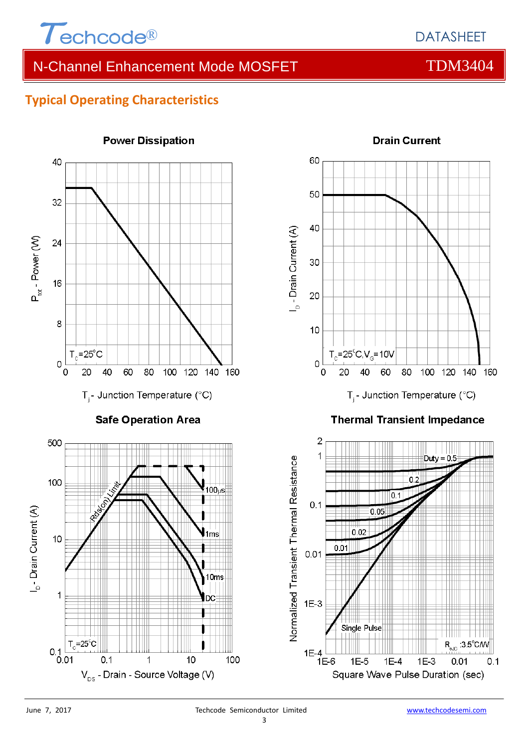## Typical Operating Characteristics

**Power Dissipation**

$P_{tot}$ - Power (W)

$T_C$=25°C

$T_j$ - Junction Temperature (°C)

**Drain Current**

$I_D$ - Drain Current (A)

$T_C$=25°C, $V_G$=10V

$T_j$ - Junction Temperature (°C)

**Safe Operation Area**

$I_D$ - Drain Current (A)

Rds(on) Limit

100μs

1ms

10ms

DC

$T_C$=25°C

$V_{DS}$ - Drain - Source Voltage (V)

**Thermal Transient Impedance**

Normalized Transient Thermal Resistance

Duty = 0.5

0.2

0.1

0.05

0.02

0.01

Single Pulse

$R_{\theta JC}$ :3.5°C/W

Square Wave Pulse Duration (sec)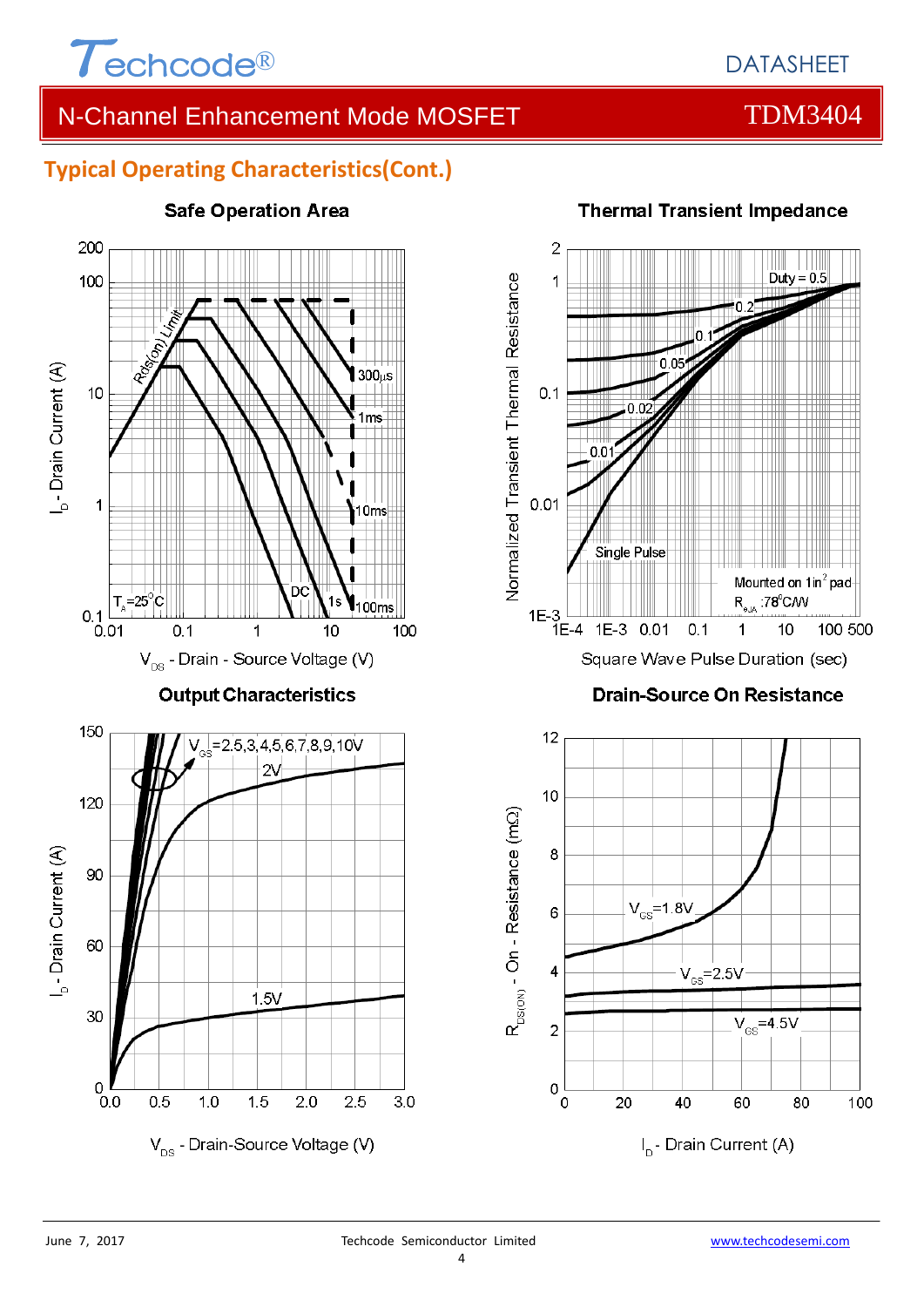## Typical Operating Characteristics(Cont.)

### Safe Operation Area

Rds(on) Limit

300µs

1ms

10ms

100ms

1s

DC

$T_A$=25°C

$I_D$ - Drain Current (A)

$V_{DS}$ - Drain - Source Voltage (V)

### Thermal Transient Impedance

Duty = 0.5

0.2

0.1

0.05

0.02

0.01

Single Pulse

Mounted on 1in² pad

$R_{\theta JA}$ :78°C/W

Normalized Transient Thermal Resistance

Square Wave Pulse Duration (sec)

### Output Characteristics

$V_{GS}$=2.5,3,4,5,6,7,8,9,10V

2V

1.5V

$I_D$ - Drain Current (A)

$V_{DS}$ - Drain-Source Voltage (V)

### Drain-Source On Resistance

$V_{GS}$=1.8V

$V_{GS}$=2.5V

$V_{GS}$=4.5V

$R_{DS(ON)}$ - On - Resistance (mΩ)

$I_D$ - Drain Current (A)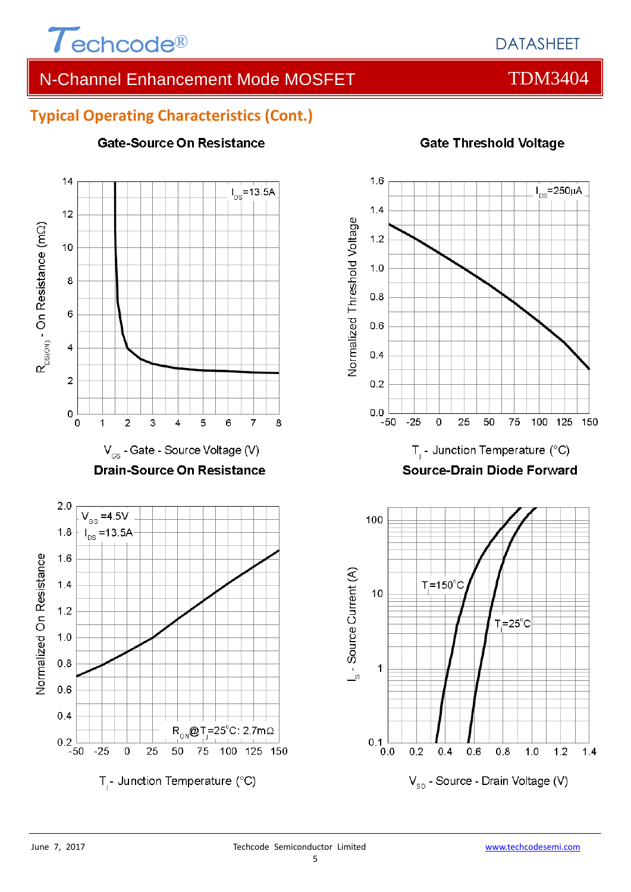## Typical Operating Characteristics (Cont.)

**Gate-Source On Resistance**

$I_{DS}$=13.5A

$R_{DS(ON)}$ - On Resistance (mΩ)

$V_{GS}$ - Gate - Source Voltage (V)

**Gate Threshold Voltage**

$I_{DS}$=250μA

Normalized Threshold Voltage

$T_j$ - Junction Temperature (°C)

**Drain-Source On Resistance**

$V_{GS}$ =4.5V

$I_{DS}$ =13.5A

$R_{ON}$@$T_j$=25°C: 2.7mΩ

Normalized On Resistance

$T_j$ - Junction Temperature (°C)

**Source-Drain Diode Forward**

$T_j$=150°C

$T_j$=25°C

$I_S$ - Source Current (A)

$V_{SD}$ - Source - Drain Voltage (V)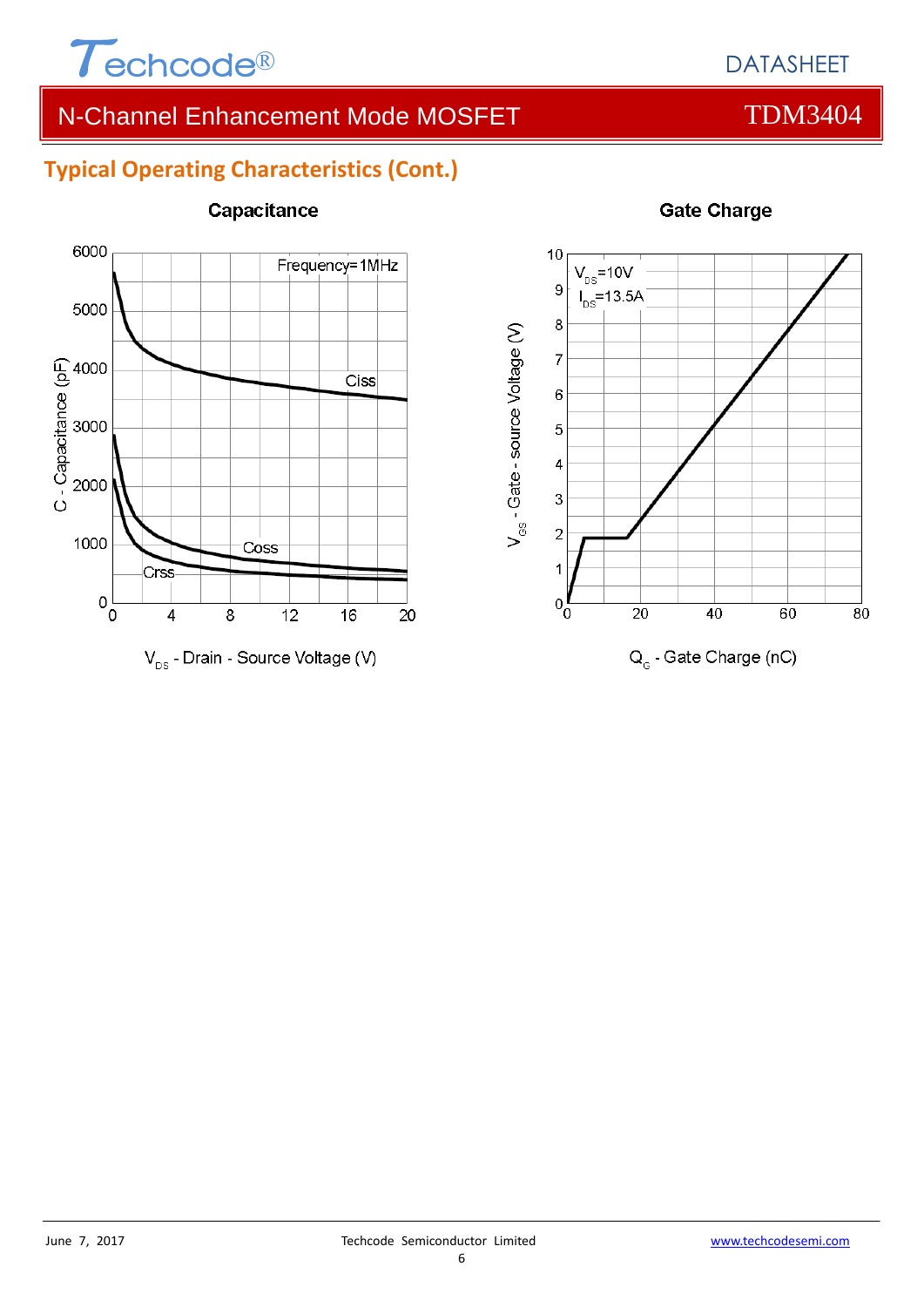## Typical Operating Characteristics (Cont.)

**Capacitance**

Frequency=1MHz

Ciss

Coss

Crss

C - Capacitance (pF)

$V_{DS}$ - Drain - Source Voltage (V)

**Gate Charge**

$V_{DS}$=10V

$I_{DS}$=13.5A

$V_{GS}$ - Gate - source Voltage (V)

$Q_G$ - Gate Charge (nC)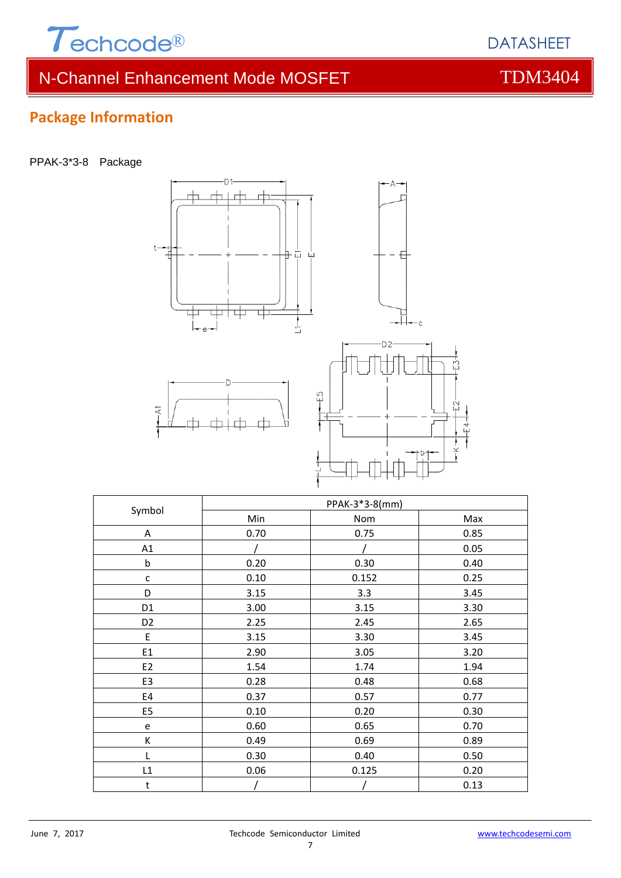## Package Information

PPAK-3*3-8 Package

| Symbol | PPAK-3*3-8(mm) | | |
|---|---|---|---|
| | Min | Nom | Max |
| A | 0.70 | 0.75 | 0.85 |
| A1 | / | / | 0.05 |
| b | 0.20 | 0.30 | 0.40 |
| c | 0.10 | 0.152 | 0.25 |
| D | 3.15 | 3.3 | 3.45 |
| D1 | 3.00 | 3.15 | 3.30 |
| D2 | 2.25 | 2.45 | 2.65 |
| E | 3.15 | 3.30 | 3.45 |
| E1 | 2.90 | 3.05 | 3.20 |
| E2 | 1.54 | 1.74 | 1.94 |
| E3 | 0.28 | 0.48 | 0.68 |
| E4 | 0.37 | 0.57 | 0.77 |
| E5 | 0.10 | 0.20 | 0.30 |
| e | 0.60 | 0.65 | 0.70 |
| K | 0.49 | 0.69 | 0.89 |
| L | 0.30 | 0.40 | 0.50 |
| L1 | 0.06 | 0.125 | 0.20 |
| t | / | / | 0.13 |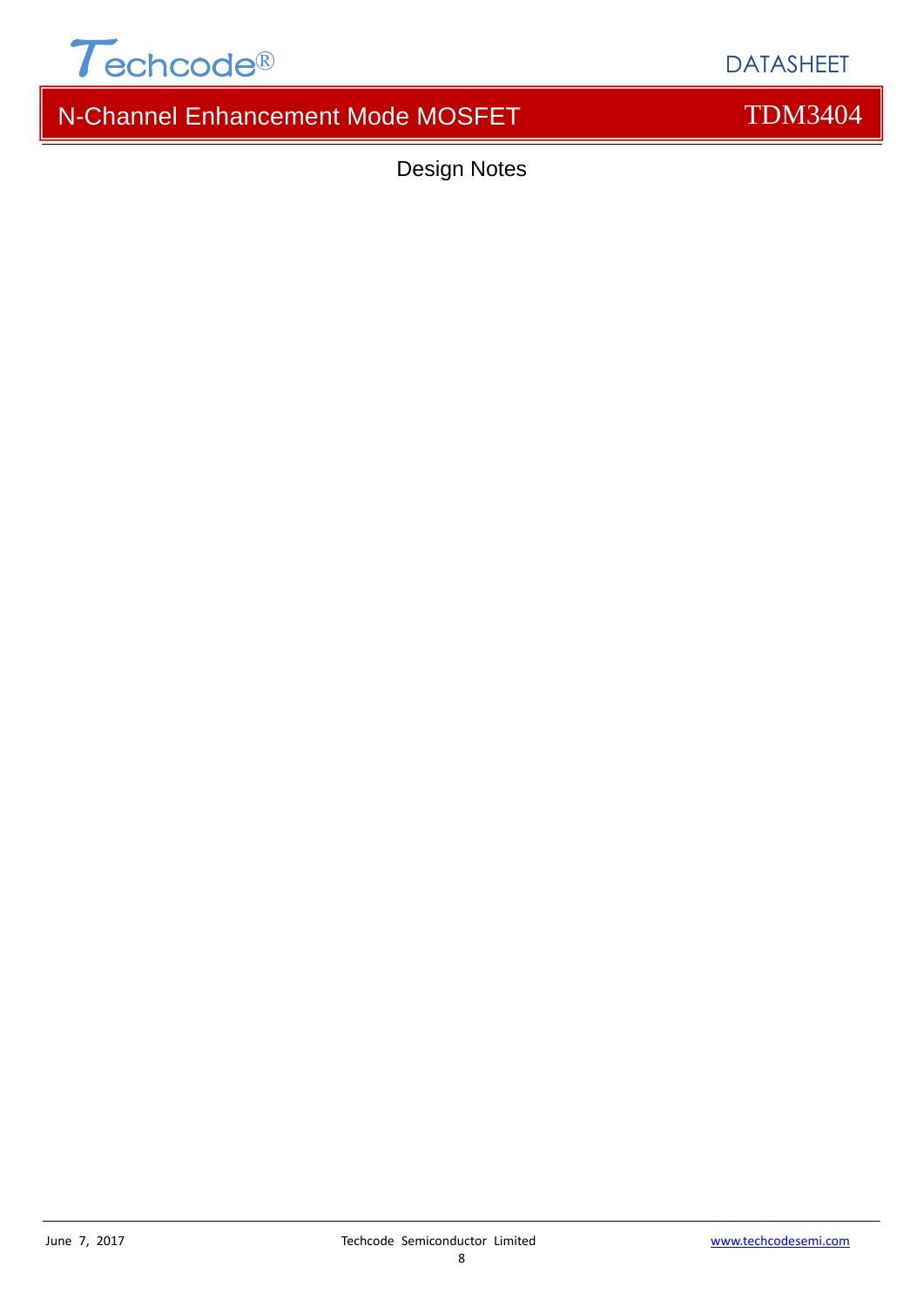# Design Notes